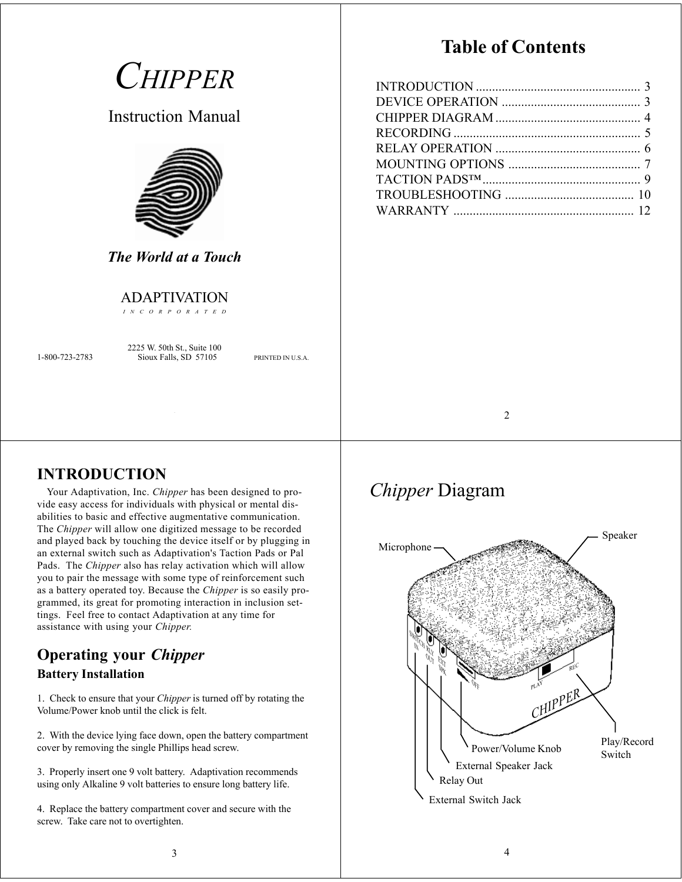# *C*HIPPER

Instruction Manual

***The World at a Touch***

ADAPTIVATION

I N C O R P O R A T E D

2225 W. 50th St., Suite 100
Sioux Falls, SD 57105

1-800-723-2783

PRINTED IN U.S.A.

# Table of Contents

| | |
|---|---|
| INTRODUCTION | 3 |
| DEVICE OPERATION | 3 |
| CHIPPER DIAGRAM | 4 |
| RECORDING | 5 |
| RELAY OPERATION | 6 |
| MOUNTING OPTIONS | 7 |
| TACTION PADS™ | 9 |
| TROUBLESHOOTING | 10 |
| WARRANTY | 12 |

## INTRODUCTION

Your Adaptivation, Inc. *Chipper* has been designed to provide easy access for individuals with physical or mental disabilities to basic and effective augmentative communication. The *Chipper* will allow one digitized message to be recorded and played back by touching the device itself or by plugging in an external switch such as Adaptivation's Taction Pads or Pal Pads. The *Chipper* also has relay activation which will allow you to pair the message with some type of reinforcement such as a battery operated toy. Because the *Chipper* is so easily programmed, its great for promoting interaction in inclusion settings. Feel free to contact Adaptivation at any time for assistance with using your *Chipper.*

## Operating your *Chipper*

### Battery Installation

1. Check to ensure that your *Chipper* is turned off by rotating the Volume/Power knob until the click is felt.

2. With the device lying face down, open the battery compartment cover by removing the single Phillips head screw.

3. Properly insert one 9 volt battery. Adaptivation recommends using only Alkaline 9 volt batteries to ensure long battery life.

4. Replace the battery compartment cover and secure with the screw. Take care not to overtighten.

## *Chipper* Diagram

Microphone

Speaker

Power/Volume Knob

Play/Record Switch

External Speaker Jack

Relay Out

External Switch Jack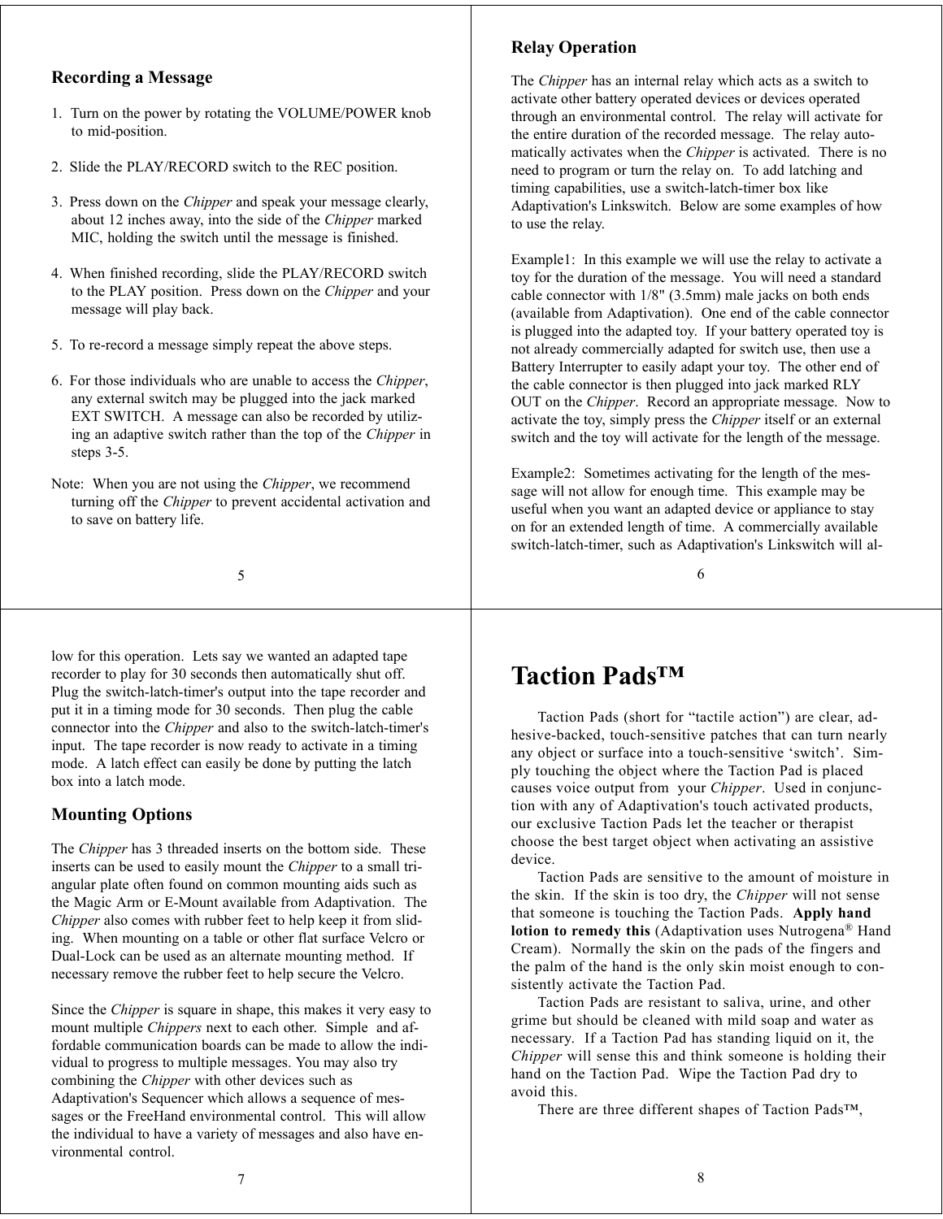### Recording a Message

1. Turn on the power by rotating the VOLUME/POWER knob to mid-position.

2. Slide the PLAY/RECORD switch to the REC position.

3. Press down on the *Chipper* and speak your message clearly, about 12 inches away, into the side of the *Chipper* marked MIC, holding the switch until the message is finished.

4. When finished recording, slide the PLAY/RECORD switch to the PLAY position. Press down on the *Chipper* and your message will play back.

5. To re-record a message simply repeat the above steps.

6. For those individuals who are unable to access the *Chipper*, any external switch may be plugged into the jack marked EXT SWITCH. A message can also be recorded by utilizing an adaptive switch rather than the top of the *Chipper* in steps 3-5.

Note: When you are not using the *Chipper*, we recommend turning off the *Chipper* to prevent accidental activation and to save on battery life.

### Relay Operation

The *Chipper* has an internal relay which acts as a switch to activate other battery operated devices or devices operated through an environmental control. The relay will activate for the entire duration of the recorded message. The relay automatically activates when the *Chipper* is activated. There is no need to program or turn the relay on. To add latching and timing capabilities, use a switch-latch-timer box like Adaptivation's Linkswitch. Below are some examples of how to use the relay.

Example1: In this example we will use the relay to activate a toy for the duration of the message. You will need a standard cable connector with 1/8" (3.5mm) male jacks on both ends (available from Adaptivation). One end of the cable connector is plugged into the adapted toy. If your battery operated toy is not already commercially adapted for switch use, then use a Battery Interrupter to easily adapt your toy. The other end of the cable connector is then plugged into jack marked RLY OUT on the *Chipper*. Record an appropriate message. Now to activate the toy, simply press the *Chipper* itself or an external switch and the toy will activate for the length of the message.

Example2: Sometimes activating for the length of the message will not allow for enough time. This example may be useful when you want an adapted device or appliance to stay on for an extended length of time. A commercially available switch-latch-timer, such as Adaptivation's Linkswitch will allow for this operation. Lets say we wanted an adapted tape recorder to play for 30 seconds then automatically shut off. Plug the switch-latch-timer's output into the tape recorder and put it in a timing mode for 30 seconds. Then plug the cable connector into the *Chipper* and also to the switch-latch-timer's input. The tape recorder is now ready to activate in a timing mode. A latch effect can easily be done by putting the latch box into a latch mode.

### Mounting Options

The *Chipper* has 3 threaded inserts on the bottom side. These inserts can be used to easily mount the *Chipper* to a small triangular plate often found on common mounting aids such as the Magic Arm or E-Mount available from Adaptivation. The *Chipper* also comes with rubber feet to help keep it from sliding. When mounting on a table or other flat surface Velcro or Dual-Lock can be used as an alternate mounting method. If necessary remove the rubber feet to help secure the Velcro.

Since the *Chipper* is square in shape, this makes it very easy to mount multiple *Chippers* next to each other. Simple and affordable communication boards can be made to allow the individual to progress to multiple messages. You may also try combining the *Chipper* with other devices such as Adaptivation's Sequencer which allows a sequence of messages or the FreeHand environmental control. This will allow the individual to have a variety of messages and also have environmental control.

# Taction Pads™

Taction Pads (short for “tactile action”) are clear, adhesive-backed, touch-sensitive patches that can turn nearly any object or surface into a touch-sensitive ‘switch’. Simply touching the object where the Taction Pad is placed causes voice output from your *Chipper*. Used in conjunction with any of Adaptivation's touch activated products, our exclusive Taction Pads let the teacher or therapist choose the best target object when activating an assistive device.

Taction Pads are sensitive to the amount of moisture in the skin. If the skin is too dry, the *Chipper* will not sense that someone is touching the Taction Pads. **Apply hand lotion to remedy this** (Adaptivation uses Nutrogena® Hand Cream). Normally the skin on the pads of the fingers and the palm of the hand is the only skin moist enough to consistently activate the Taction Pad.

Taction Pads are resistant to saliva, urine, and other grime but should be cleaned with mild soap and water as necessary. If a Taction Pad has standing liquid on it, the *Chipper* will sense this and think someone is holding their hand on the Taction Pad. Wipe the Taction Pad dry to avoid this.

There are three different shapes of Taction Pads™,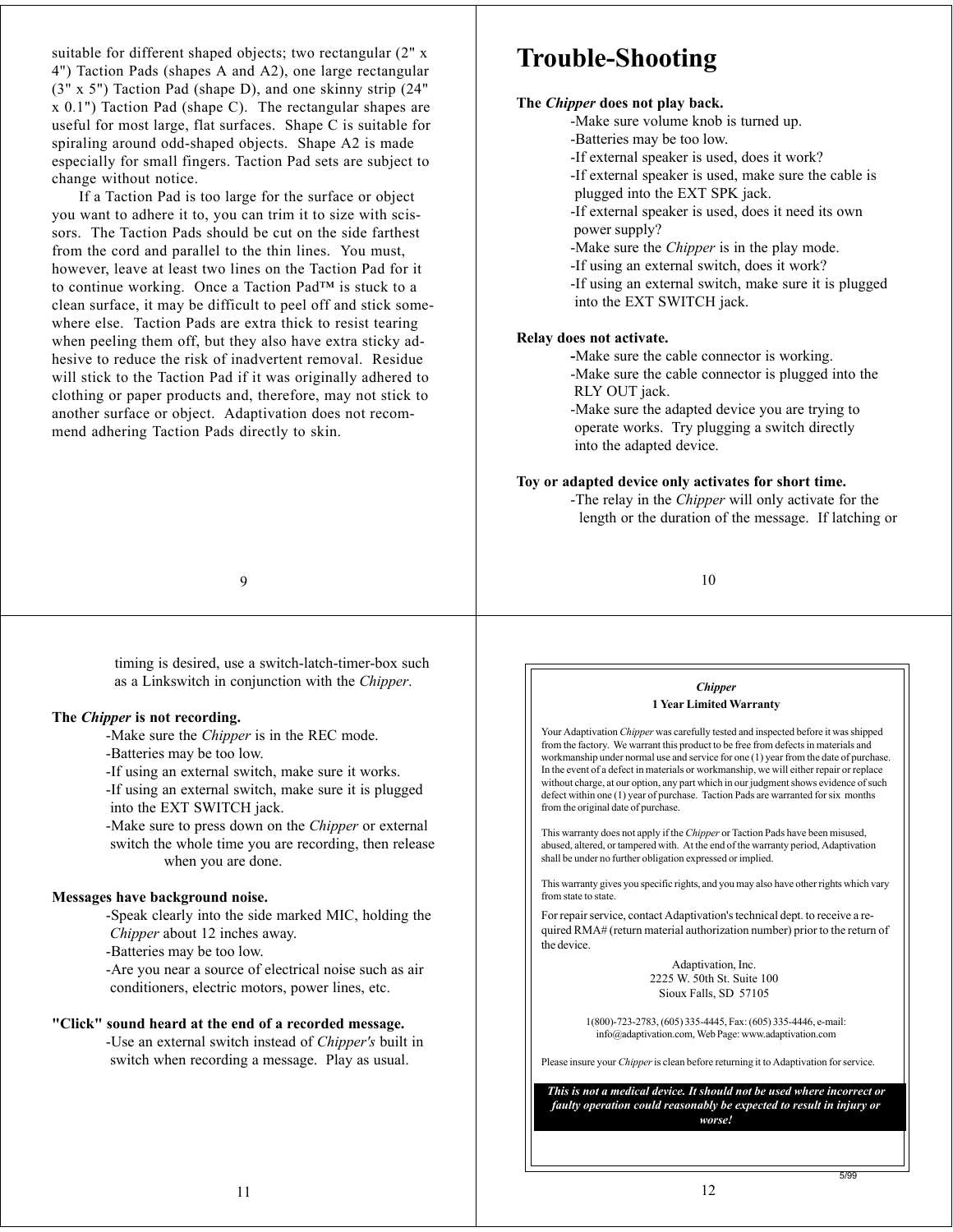suitable for different shaped objects; two rectangular (2" x 4") Taction Pads (shapes A and A2), one large rectangular (3" x 5") Taction Pad (shape D), and one skinny strip (24" x 0.1") Taction Pad (shape C). The rectangular shapes are useful for most large, flat surfaces. Shape C is suitable for spiraling around odd-shaped objects. Shape A2 is made especially for small fingers. Taction Pad sets are subject to change without notice.

If a Taction Pad is too large for the surface or object you want to adhere it to, you can trim it to size with scissors. The Taction Pads should be cut on the side farthest from the cord and parallel to the thin lines. You must, however, leave at least two lines on the Taction Pad for it to continue working. Once a Taction Pad™ is stuck to a clean surface, it may be difficult to peel off and stick somewhere else. Taction Pads are extra thick to resist tearing when peeling them off, but they also have extra sticky adhesive to reduce the risk of inadvertent removal. Residue will stick to the Taction Pad if it was originally adhered to clothing or paper products and, therefore, may not stick to another surface or object. Adaptivation does not recommend adhering Taction Pads directly to skin.

# Trouble-Shooting

**The *Chipper* does not play back.**

- -Make sure volume knob is turned up.
- -Batteries may be too low.
- -If external speaker is used, does it work?
- -If external speaker is used, make sure the cable is plugged into the EXT SPK jack.
- -If external speaker is used, does it need its own power supply?
- -Make sure the *Chipper* is in the play mode.
- -If using an external switch, does it work?
- -If using an external switch, make sure it is plugged into the EXT SWITCH jack.

**Relay does not activate.**

- -Make sure the cable connector is working.
- -Make sure the cable connector is plugged into the RLY OUT jack.
- -Make sure the adapted device you are trying to operate works. Try plugging a switch directly into the adapted device.

**Toy or adapted device only activates for short time.**

- -The relay in the *Chipper* will only activate for the length or the duration of the message. If latching or timing is desired, use a switch-latch-timer-box such as a Linkswitch in conjunction with the *Chipper*.

**The *Chipper* is not recording.**

- -Make sure the *Chipper* is in the REC mode.
- -Batteries may be too low.
- -If using an external switch, make sure it works.
- -If using an external switch, make sure it is plugged into the EXT SWITCH jack.
- -Make sure to press down on the *Chipper* or external switch the whole time you are recording, then release when you are done.

**Messages have background noise.**

- -Speak clearly into the side marked MIC, holding the *Chipper* about 12 inches away.
- -Batteries may be too low.
- -Are you near a source of electrical noise such as air conditioners, electric motors, power lines, etc.

**"Click" sound heard at the end of a recorded message.**

- -Use an external switch instead of *Chipper's* built in switch when recording a message. Play as usual.

***Chipper***

**1 Year Limited Warranty**

Your Adaptivation *Chipper* was carefully tested and inspected before it was shipped from the factory. We warrant this product to be free from defects in materials and workmanship under normal use and service for one (1) year from the date of purchase. In the event of a defect in materials or workmanship, we will either repair or replace without charge, at our option, any part which in our judgment shows evidence of such defect within one (1) year of purchase. Taction Pads are warranted for six months from the original date of purchase.

This warranty does not apply if the *Chipper* or Taction Pads have been misused, abused, altered, or tampered with. At the end of the warranty period, Adaptivation shall be under no further obligation expressed or implied.

This warranty gives you specific rights, and you may also have other rights which vary from state to state.

For repair service, contact Adaptivation's technical dept. to receive a required RMA# (return material authorization number) prior to the return of the device.

Adaptivation, Inc.
2225 W. 50th St. Suite 100
Sioux Falls, SD 57105

1(800)-723-2783, (605) 335-4445, Fax: (605) 335-4446, e-mail: info@adaptivation.com, Web Page: www.adaptivation.com

Please insure your *Chipper* is clean before returning it to Adaptivation for service.

***This is not a medical device. It should not be used where incorrect or faulty operation could reasonably be expected to result in injury or worse!***

5/99